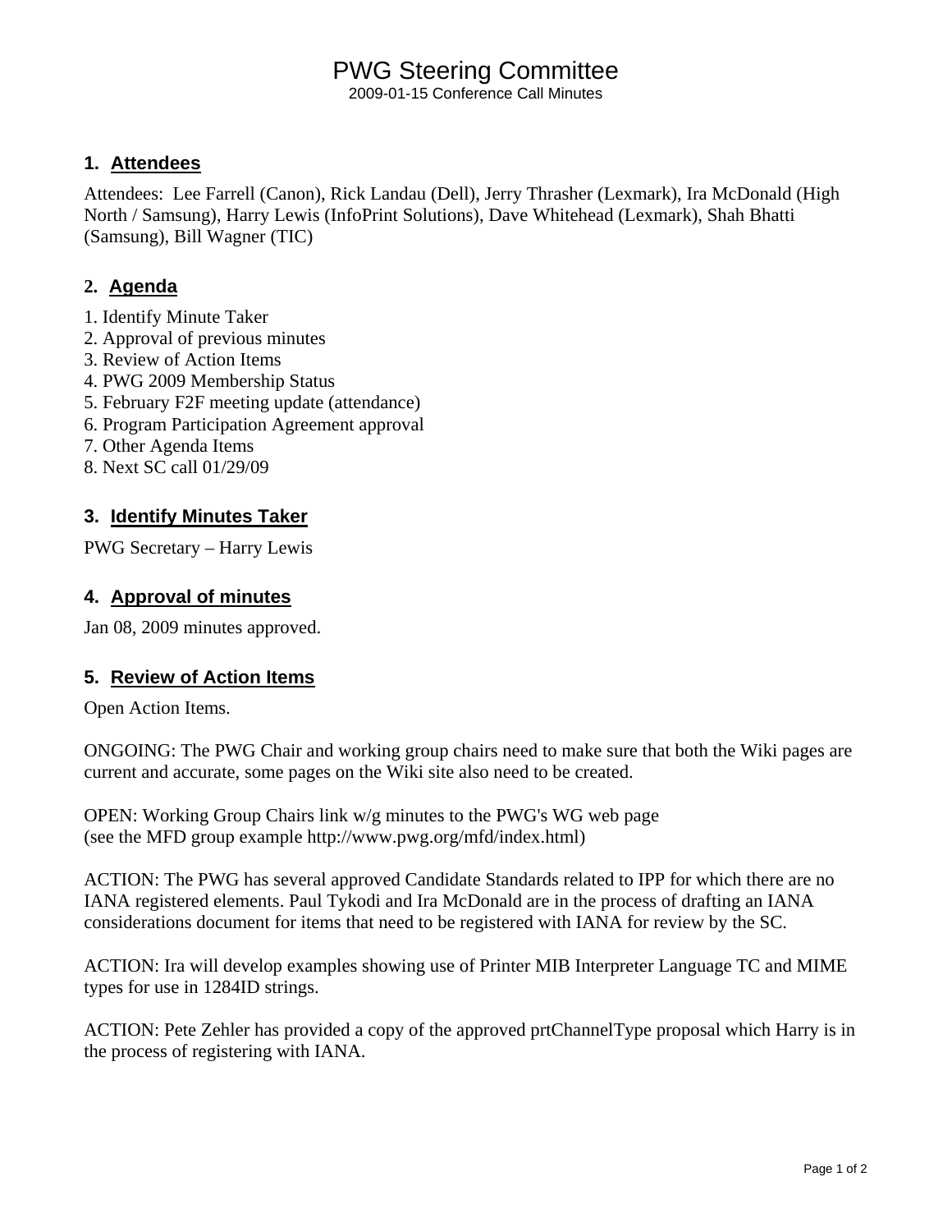# PWG Steering Committee

2009-01-15 Conference Call Minutes

## 1. Attendees

Attendees: Lee Farrell (Canon), Rick Landau (Dell), Jerry Thrasher (Lexmark), Ira McDonald (High North / Samsung), Harry Lewis (InfoPrint Solutions), Dave Whitehead (Lexmark), Shah Bhatti (Samsung), Bill Wagner (TIC)

## 2. Agenda

1. Identify Minute Taker
2. Approval of previous minutes
3. Review of Action Items
4. PWG 2009 Membership Status
5. February F2F meeting update (attendance)
6. Program Participation Agreement approval
7. Other Agenda Items
8. Next SC call 01/29/09

## 3. Identify Minutes Taker

PWG Secretary – Harry Lewis

## 4. Approval of minutes

Jan 08, 2009 minutes approved.

## 5. Review of Action Items

Open Action Items.

ONGOING: The PWG Chair and working group chairs need to make sure that both the Wiki pages are current and accurate, some pages on the Wiki site also need to be created.

OPEN: Working Group Chairs link w/g minutes to the PWG's WG web page
(see the MFD group example http://www.pwg.org/mfd/index.html)

ACTION: The PWG has several approved Candidate Standards related to IPP for which there are no IANA registered elements. Paul Tykodi and Ira McDonald are in the process of drafting an IANA considerations document for items that need to be registered with IANA for review by the SC.

ACTION: Ira will develop examples showing use of Printer MIB Interpreter Language TC and MIME types for use in 1284ID strings.

ACTION: Pete Zehler has provided a copy of the approved prtChannelType proposal which Harry is in the process of registering with IANA.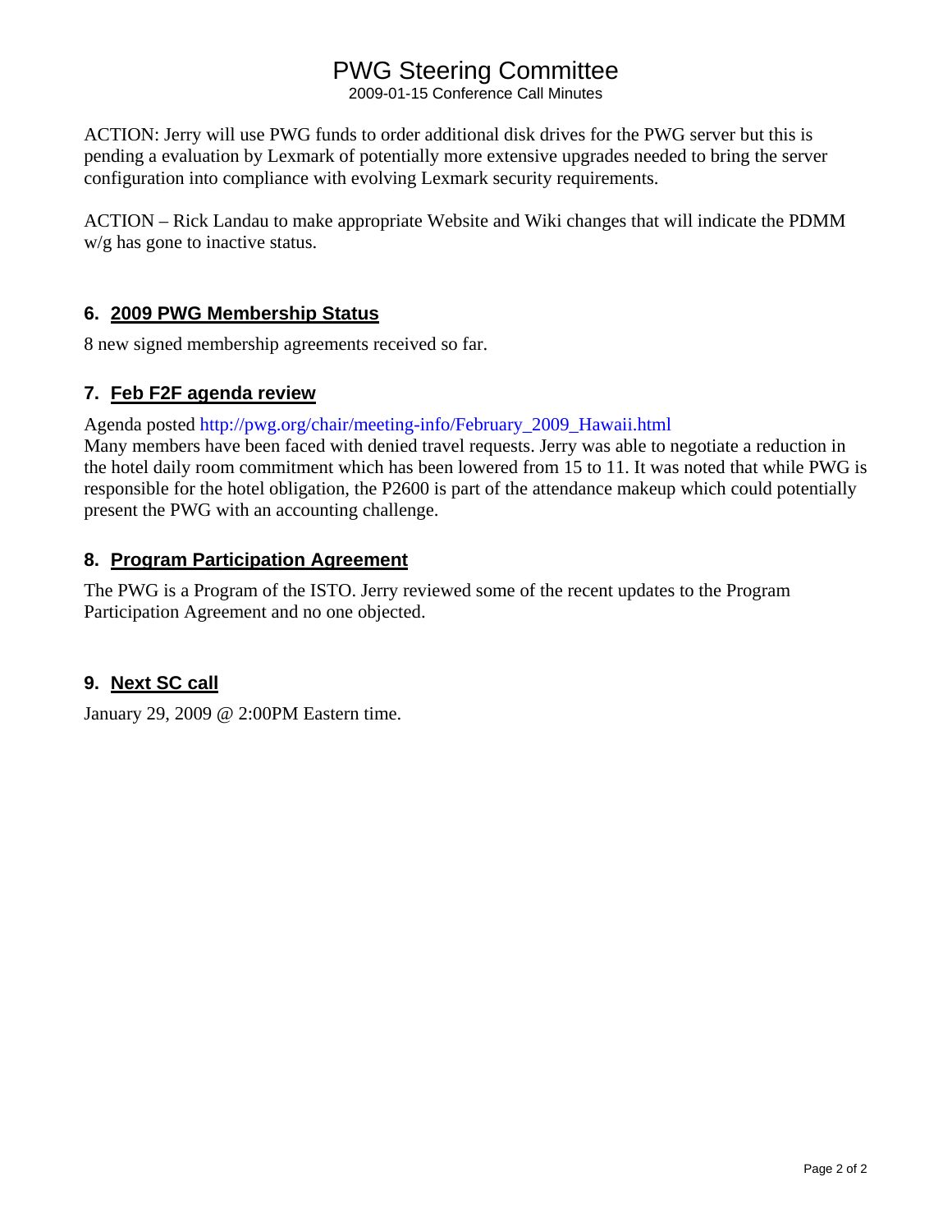ACTION: Jerry will use PWG funds to order additional disk drives for the PWG server but this is pending a evaluation by Lexmark of potentially more extensive upgrades needed to bring the server configuration into compliance with evolving Lexmark security requirements.

ACTION – Rick Landau to make appropriate Website and Wiki changes that will indicate the PDMM w/g has gone to inactive status.

## 6. 2009 PWG Membership Status

8 new signed membership agreements received so far.

## 7. Feb F2F agenda review

Agenda posted http://pwg.org/chair/meeting-info/February_2009_Hawaii.html
Many members have been faced with denied travel requests. Jerry was able to negotiate a reduction in the hotel daily room commitment which has been lowered from 15 to 11. It was noted that while PWG is responsible for the hotel obligation, the P2600 is part of the attendance makeup which could potentially present the PWG with an accounting challenge.

## 8. Program Participation Agreement

The PWG is a Program of the ISTO. Jerry reviewed some of the recent updates to the Program Participation Agreement and no one objected.

## 9. Next SC call

January 29, 2009 @ 2:00PM Eastern time.